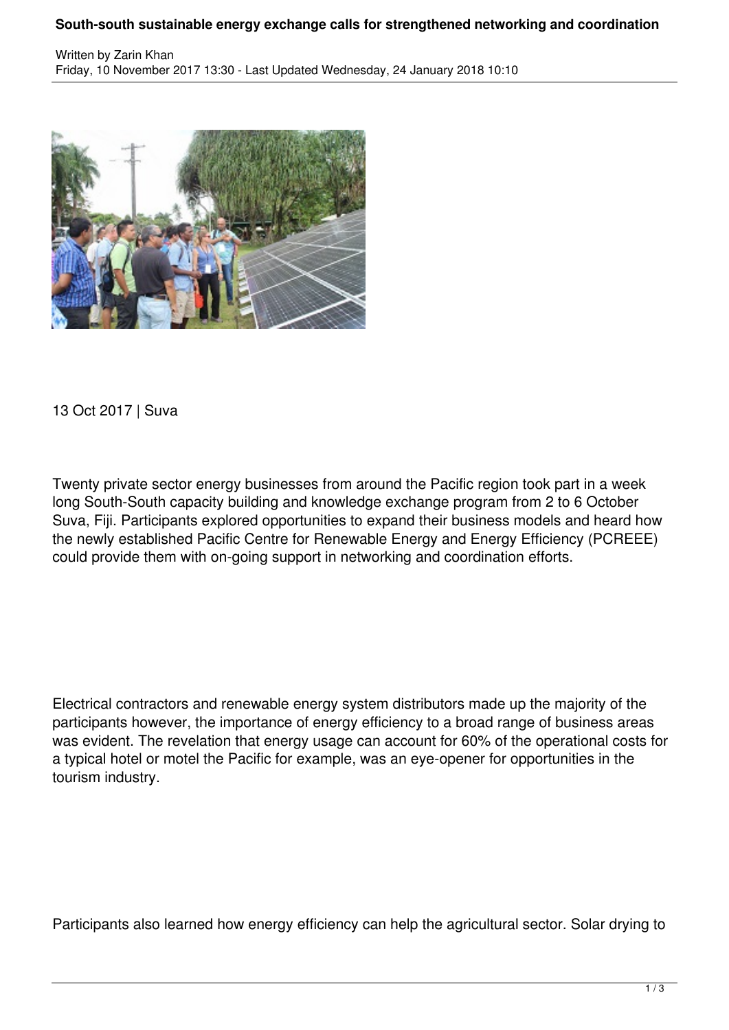# South-south sustainable energy exchange calls for strengthened networking and coordination

Written by Zarin Khan
Friday, 10 November 2017 13:30 - Last Updated Wednesday, 24 January 2018 10:10

13 Oct 2017 | Suva

Twenty private sector energy businesses from around the Pacific region took part in a week long South-South capacity building and knowledge exchange program from 2 to 6 October Suva, Fiji. Participants explored opportunities to expand their business models and heard how the newly established Pacific Centre for Renewable Energy and Energy Efficiency (PCREEE) could provide them with on-going support in networking and coordination efforts.

Electrical contractors and renewable energy system distributors made up the majority of the participants however, the importance of energy efficiency to a broad range of business areas was evident. The revelation that energy usage can account for 60% of the operational costs for a typical hotel or motel the Pacific for example, was an eye-opener for opportunities in the tourism industry.

Participants also learned how energy efficiency can help the agricultural sector. Solar drying to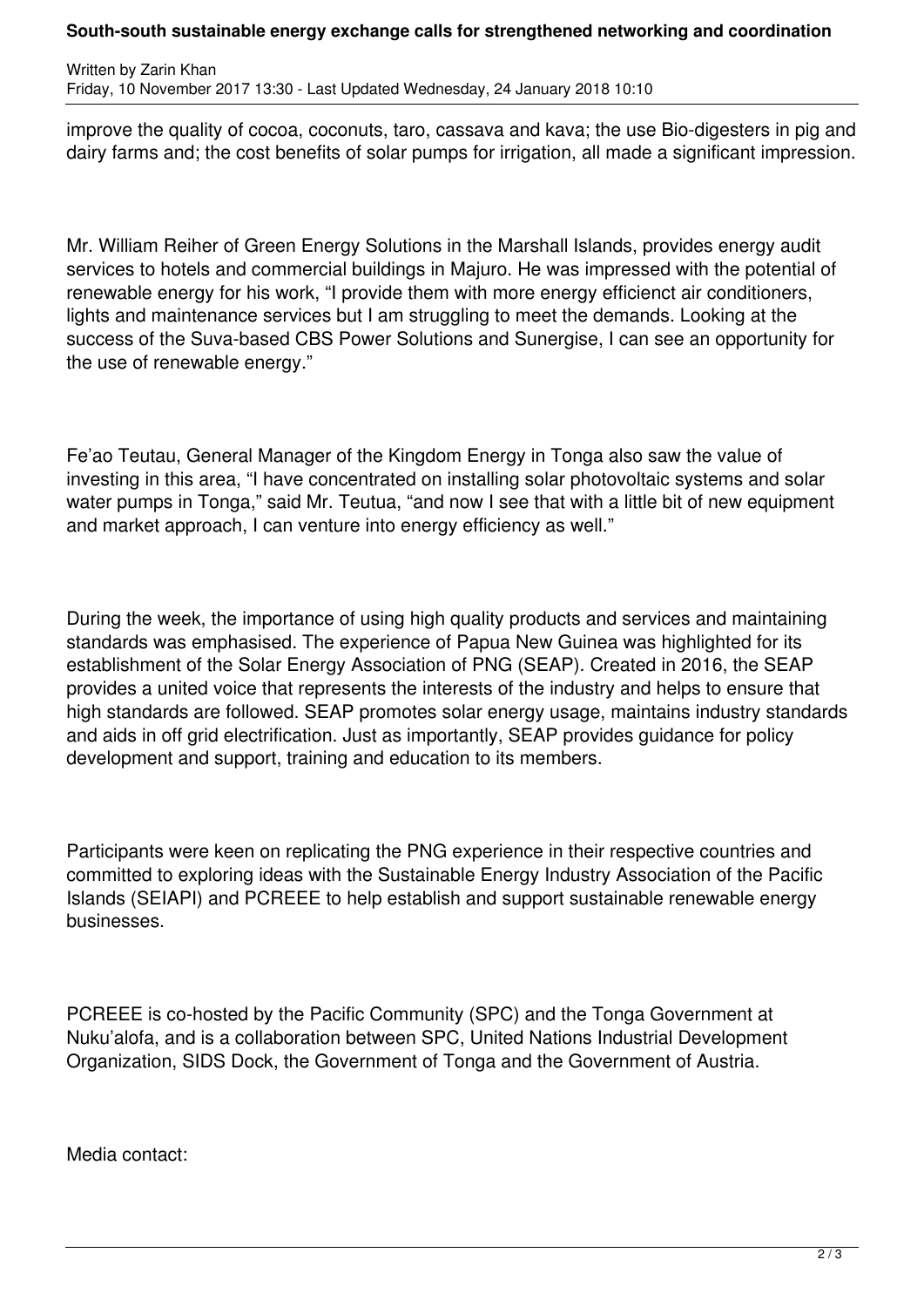improve the quality of cocoa, coconuts, taro, cassava and kava; the use Bio-digesters in pig and dairy farms and; the cost benefits of solar pumps for irrigation, all made a significant impression.

Mr. William Reiher of Green Energy Solutions in the Marshall Islands, provides energy audit services to hotels and commercial buildings in Majuro. He was impressed with the potential of renewable energy for his work, “I provide them with more energy efficienct air conditioners, lights and maintenance services but I am struggling to meet the demands. Looking at the success of the Suva-based CBS Power Solutions and Sunergise, I can see an opportunity for the use of renewable energy.”

Fe’ao Teutau, General Manager of the Kingdom Energy in Tonga also saw the value of investing in this area, “I have concentrated on installing solar photovoltaic systems and solar water pumps in Tonga,” said Mr. Teutua, “and now I see that with a little bit of new equipment and market approach, I can venture into energy efficiency as well.”

During the week, the importance of using high quality products and services and maintaining standards was emphasised. The experience of Papua New Guinea was highlighted for its establishment of the Solar Energy Association of PNG (SEAP). Created in 2016, the SEAP provides a united voice that represents the interests of the industry and helps to ensure that high standards are followed. SEAP promotes solar energy usage, maintains industry standards and aids in off grid electrification. Just as importantly, SEAP provides guidance for policy development and support, training and education to its members.

Participants were keen on replicating the PNG experience in their respective countries and committed to exploring ideas with the Sustainable Energy Industry Association of the Pacific Islands (SEIAPI) and PCREEE to help establish and support sustainable renewable energy businesses.

PCREEE is co-hosted by the Pacific Community (SPC) and the Tonga Government at Nuku’alofa, and is a collaboration between SPC, United Nations Industrial Development Organization, SIDS Dock, the Government of Tonga and the Government of Austria.

Media contact: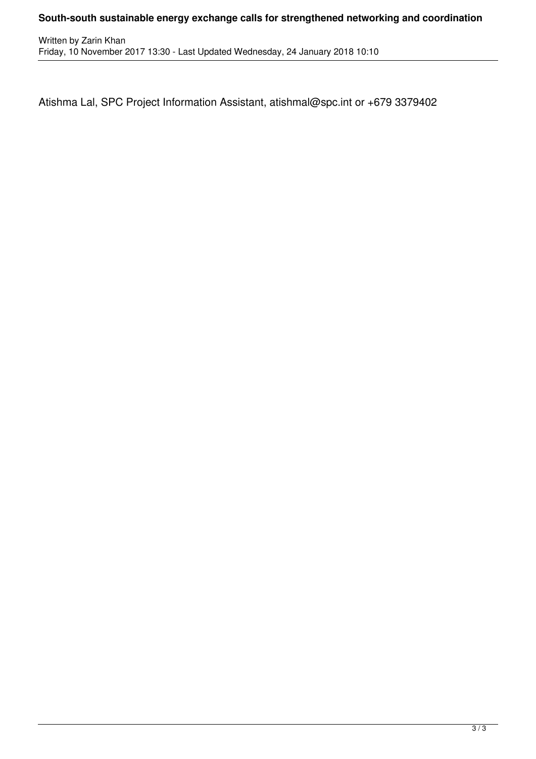Atishma Lal, SPC Project Information Assistant, atishmal@spc.int or +679 3379402